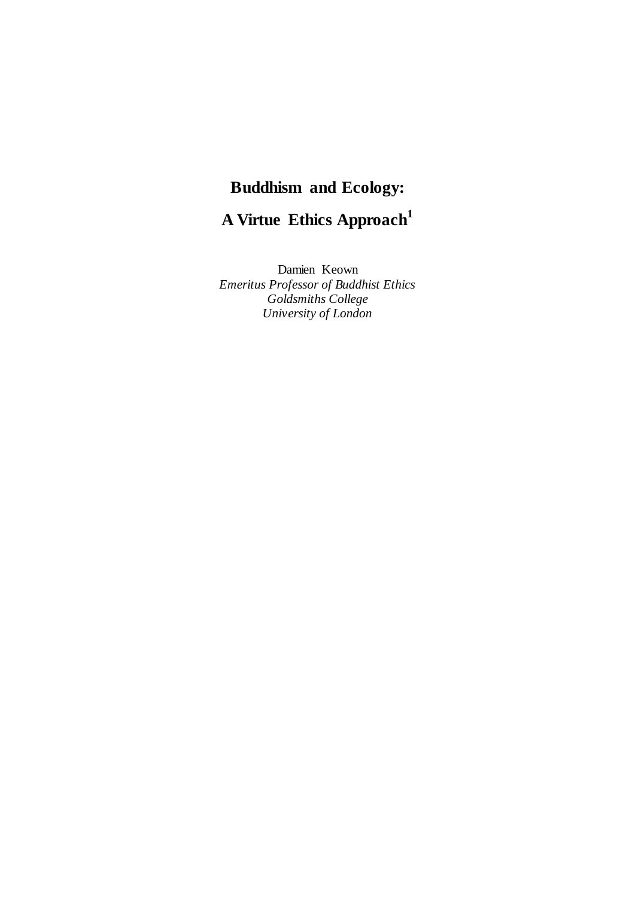# Buddhism and Ecology:

# A Virtue Ethics Approach[1]

Damien Keown
*Emeritus Professor of Buddhist Ethics*
*Goldsmiths College*
*University of London*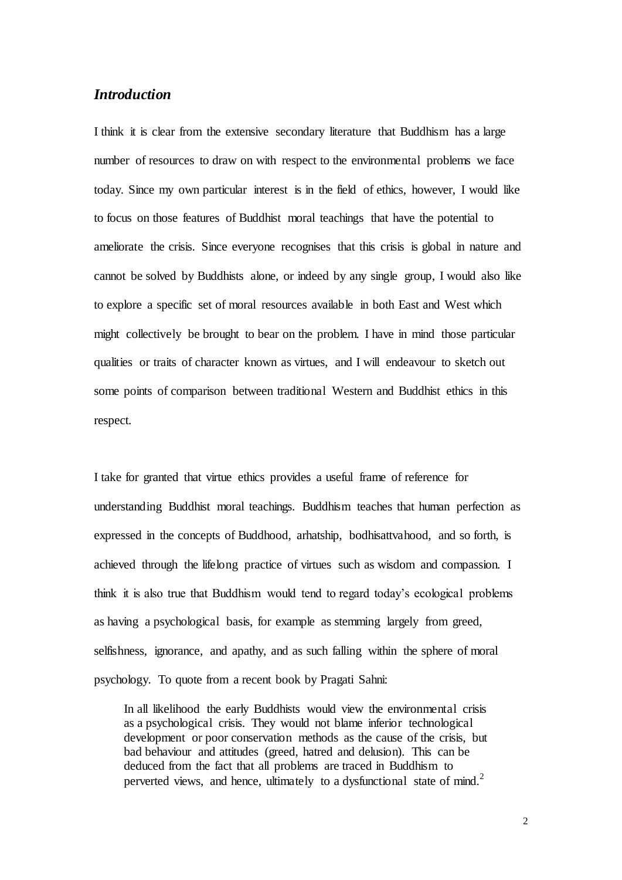## *Introduction*

I think it is clear from the extensive secondary literature that Buddhism has a large number of resources to draw on with respect to the environmental problems we face today. Since my own particular interest is in the field of ethics, however, I would like to focus on those features of Buddhist moral teachings that have the potential to ameliorate the crisis. Since everyone recognises that this crisis is global in nature and cannot be solved by Buddhists alone, or indeed by any single group, I would also like to explore a specific set of moral resources available in both East and West which might collectively be brought to bear on the problem. I have in mind those particular qualities or traits of character known as virtues, and I will endeavour to sketch out some points of comparison between traditional Western and Buddhist ethics in this respect.

I take for granted that virtue ethics provides a useful frame of reference for understanding Buddhist moral teachings. Buddhism teaches that human perfection as expressed in the concepts of Buddhood, arhatship, bodhisattvahood, and so forth, is achieved through the lifelong practice of virtues such as wisdom and compassion. I think it is also true that Buddhism would tend to regard today's ecological problems as having a psychological basis, for example as stemming largely from greed, selfishness, ignorance, and apathy, and as such falling within the sphere of moral psychology. To quote from a recent book by Pragati Sahni:

> In all likelihood the early Buddhists would view the environmental crisis as a psychological crisis. They would not blame inferior technological development or poor conservation methods as the cause of the crisis, but bad behaviour and attitudes (greed, hatred and delusion). This can be deduced from the fact that all problems are traced in Buddhism to perverted views, and hence, ultimately to a dysfunctional state of mind.[2]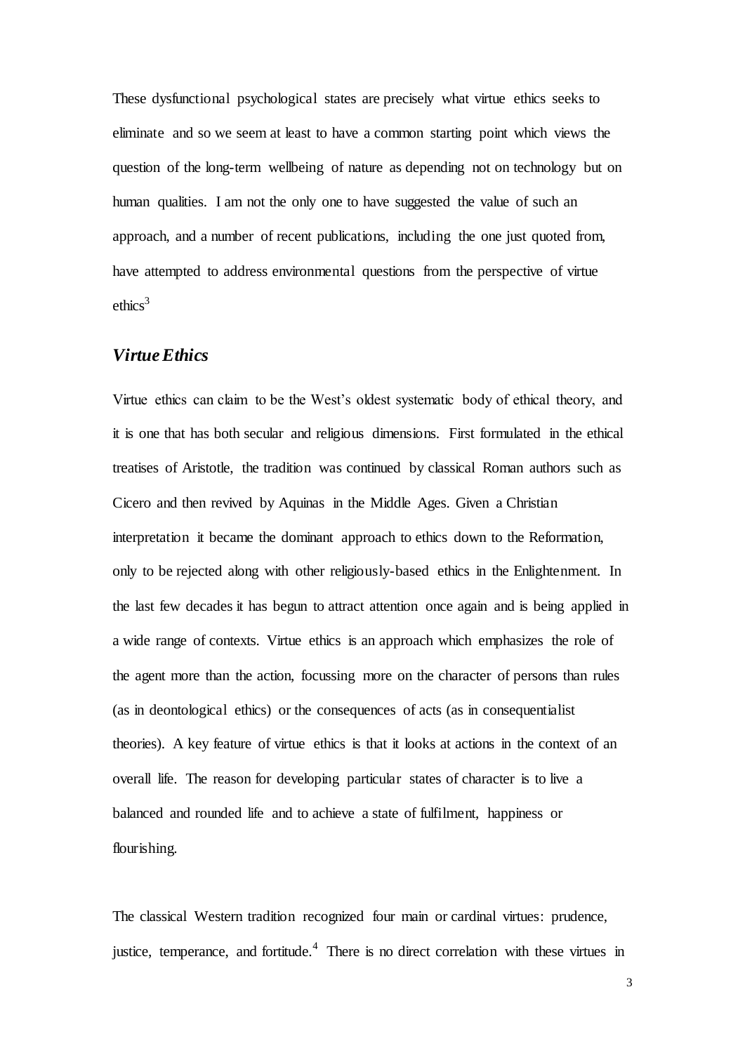These dysfunctional psychological states are precisely what virtue ethics seeks to eliminate and so we seem at least to have a common starting point which views the question of the long-term wellbeing of nature as depending not on technology but on human qualities. I am not the only one to have suggested the value of such an approach, and a number of recent publications, including the one just quoted from, have attempted to address environmental questions from the perspective of virtue ethics[3]

## *Virtue Ethics*

Virtue ethics can claim to be the West's oldest systematic body of ethical theory, and it is one that has both secular and religious dimensions. First formulated in the ethical treatises of Aristotle, the tradition was continued by classical Roman authors such as Cicero and then revived by Aquinas in the Middle Ages. Given a Christian interpretation it became the dominant approach to ethics down to the Reformation, only to be rejected along with other religiously-based ethics in the Enlightenment. In the last few decades it has begun to attract attention once again and is being applied in a wide range of contexts. Virtue ethics is an approach which emphasizes the role of the agent more than the action, focussing more on the character of persons than rules (as in deontological ethics) or the consequences of acts (as in consequentialist theories). A key feature of virtue ethics is that it looks at actions in the context of an overall life. The reason for developing particular states of character is to live a balanced and rounded life and to achieve a state of fulfilment, happiness or flourishing.

The classical Western tradition recognized four main or cardinal virtues: prudence, justice, temperance, and fortitude.[4] There is no direct correlation with these virtues in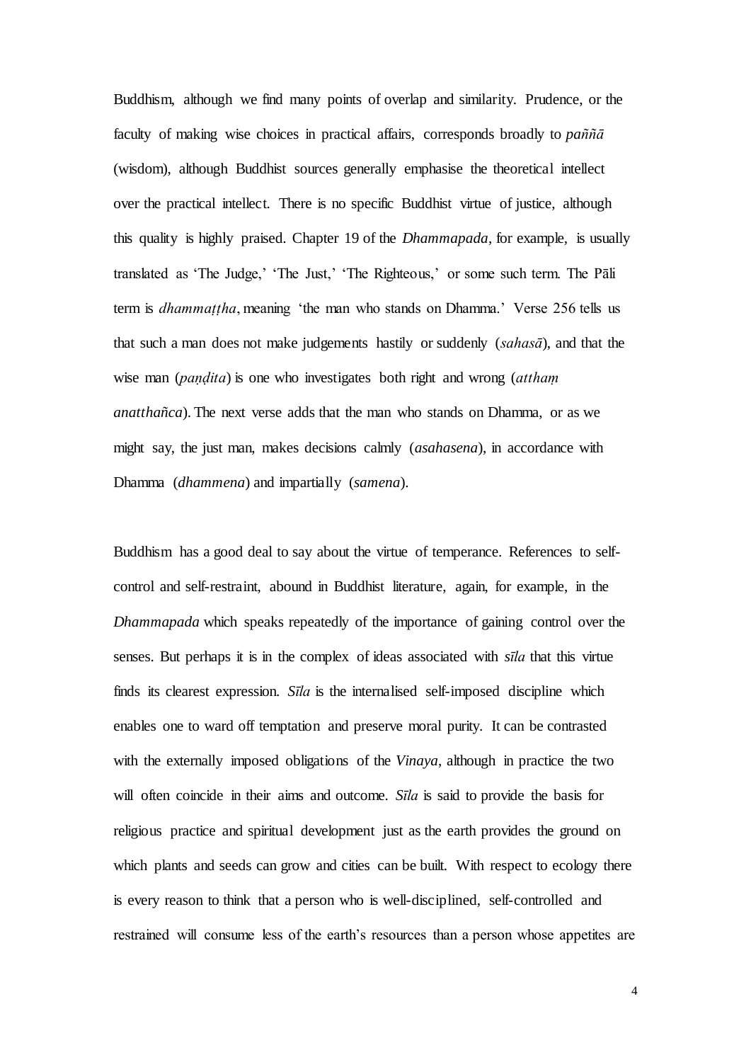Buddhism, although we find many points of overlap and similarity. Prudence, or the faculty of making wise choices in practical affairs, corresponds broadly to *paññā* (wisdom), although Buddhist sources generally emphasise the theoretical intellect over the practical intellect. There is no specific Buddhist virtue of justice, although this quality is highly praised. Chapter 19 of the *Dhammapada*, for example, is usually translated as 'The Judge,' 'The Just,' 'The Righteous,' or some such term. The Pāli term is *dhammaṭṭha*, meaning 'the man who stands on Dhamma.' Verse 256 tells us that such a man does not make judgements hastily or suddenly (*sahasā*), and that the wise man (*paṇḍita*) is one who investigates both right and wrong (*atthaṃ anatthañca*). The next verse adds that the man who stands on Dhamma, or as we might say, the just man, makes decisions calmly (*asahasena*), in accordance with Dhamma (*dhammena*) and impartially (*samena*).

Buddhism has a good deal to say about the virtue of temperance. References to self-control and self-restraint, abound in Buddhist literature, again, for example, in the *Dhammapada* which speaks repeatedly of the importance of gaining control over the senses. But perhaps it is in the complex of ideas associated with *sīla* that this virtue finds its clearest expression. *Sīla* is the internalised self-imposed discipline which enables one to ward off temptation and preserve moral purity. It can be contrasted with the externally imposed obligations of the *Vinaya*, although in practice the two will often coincide in their aims and outcome. *Sīla* is said to provide the basis for religious practice and spiritual development just as the earth provides the ground on which plants and seeds can grow and cities can be built. With respect to ecology there is every reason to think that a person who is well-disciplined, self-controlled and restrained will consume less of the earth's resources than a person whose appetites are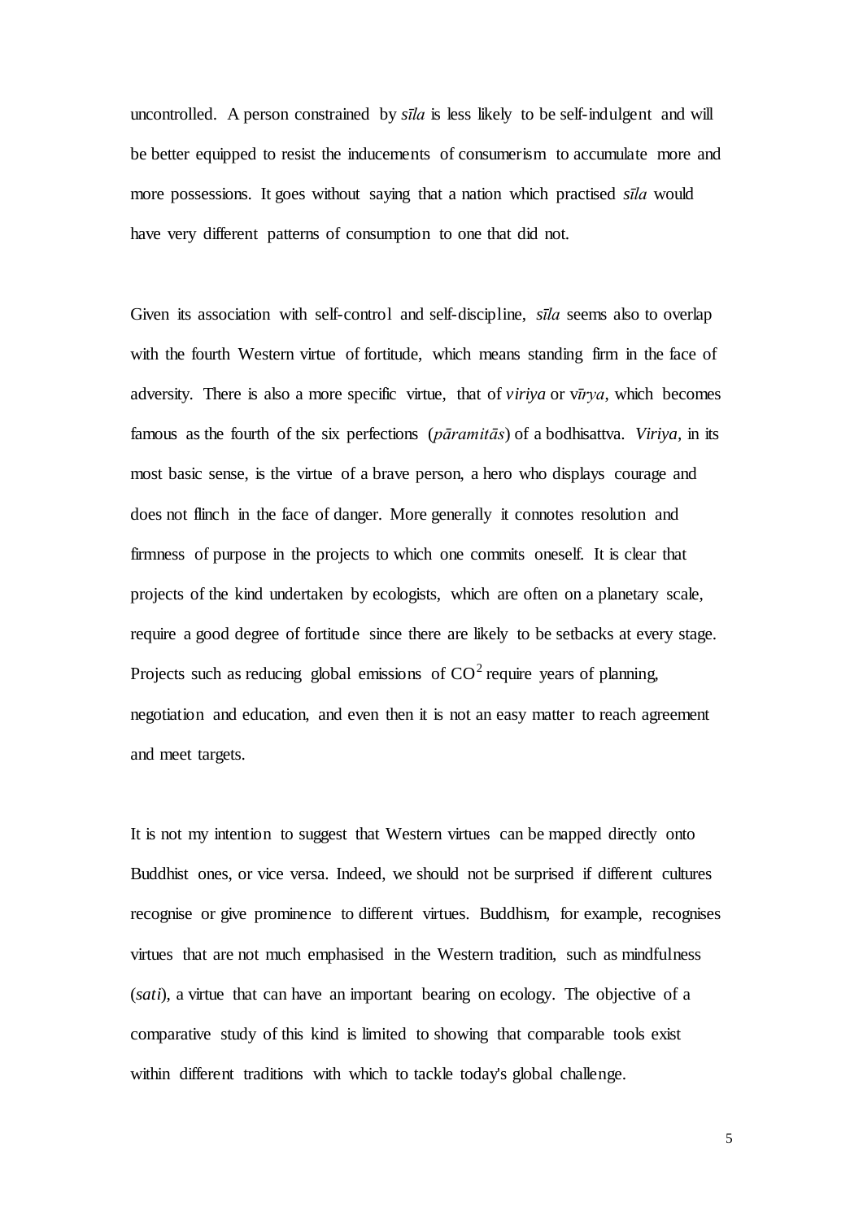uncontrolled. A person constrained by *sīla* is less likely to be self-indulgent and will be better equipped to resist the inducements of consumerism to accumulate more and more possessions. It goes without saying that a nation which practised *sīla* would have very different patterns of consumption to one that did not.

Given its association with self-control and self-discipline, *sīla* seems also to overlap with the fourth Western virtue of fortitude, which means standing firm in the face of adversity. There is also a more specific virtue, that of *viriya* or v*īrya*, which becomes famous as the fourth of the six perfections (*pāramitās*) of a bodhisattva. *Viriya*, in its most basic sense, is the virtue of a brave person, a hero who displays courage and does not flinch in the face of danger. More generally it connotes resolution and firmness of purpose in the projects to which one commits oneself. It is clear that projects of the kind undertaken by ecologists, which are often on a planetary scale, require a good degree of fortitude since there are likely to be setbacks at every stage. Projects such as reducing global emissions of $CO^2$ require years of planning, negotiation and education, and even then it is not an easy matter to reach agreement and meet targets.

It is not my intention to suggest that Western virtues can be mapped directly onto Buddhist ones, or vice versa. Indeed, we should not be surprised if different cultures recognise or give prominence to different virtues. Buddhism, for example, recognises virtues that are not much emphasised in the Western tradition, such as mindfulness (*sati*), a virtue that can have an important bearing on ecology. The objective of a comparative study of this kind is limited to showing that comparable tools exist within different traditions with which to tackle today's global challenge.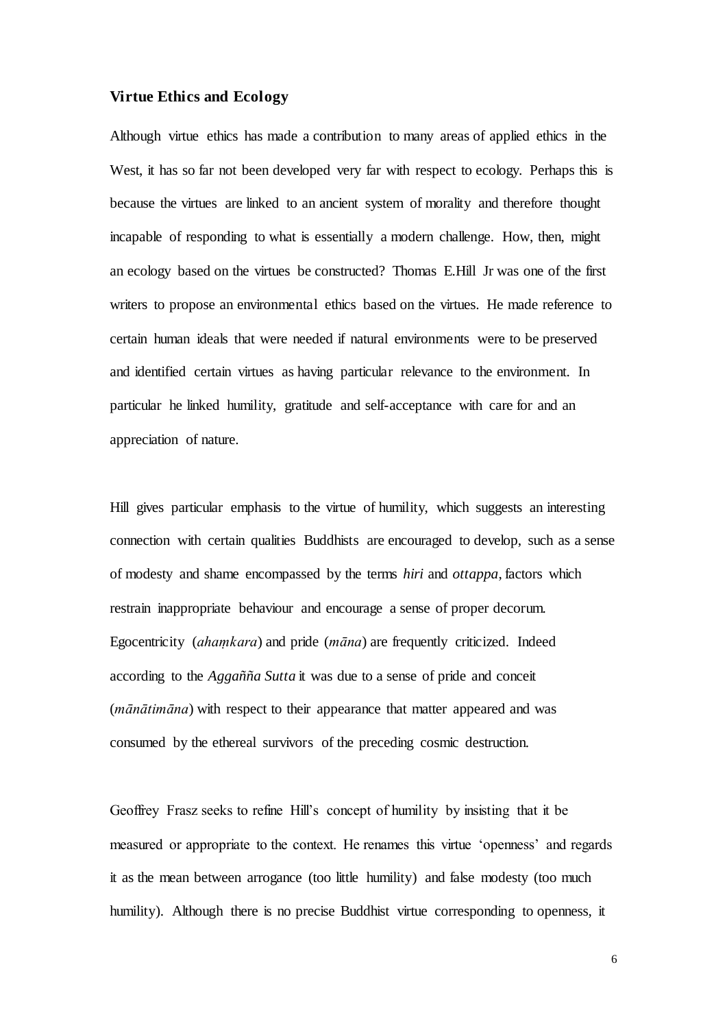### **Virtue Ethics and Ecology**

Although virtue ethics has made a contribution to many areas of applied ethics in the West, it has so far not been developed very far with respect to ecology. Perhaps this is because the virtues are linked to an ancient system of morality and therefore thought incapable of responding to what is essentially a modern challenge. How, then, might an ecology based on the virtues be constructed? Thomas E.Hill Jr was one of the first writers to propose an environmental ethics based on the virtues. He made reference to certain human ideals that were needed if natural environments were to be preserved and identified certain virtues as having particular relevance to the environment. In particular he linked humility, gratitude and self-acceptance with care for and an appreciation of nature.

Hill gives particular emphasis to the virtue of humility, which suggests an interesting connection with certain qualities Buddhists are encouraged to develop, such as a sense of modesty and shame encompassed by the terms *hiri* and *ottappa*, factors which restrain inappropriate behaviour and encourage a sense of proper decorum. Egocentricity (*ahaṃkara*) and pride (*māna*) are frequently criticized. Indeed according to the *Aggañña Sutta* it was due to a sense of pride and conceit (*mānātimāna*) with respect to their appearance that matter appeared and was consumed by the ethereal survivors of the preceding cosmic destruction.

Geoffrey Frasz seeks to refine Hill's concept of humility by insisting that it be measured or appropriate to the context. He renames this virtue 'openness' and regards it as the mean between arrogance (too little humility) and false modesty (too much humility). Although there is no precise Buddhist virtue corresponding to openness, it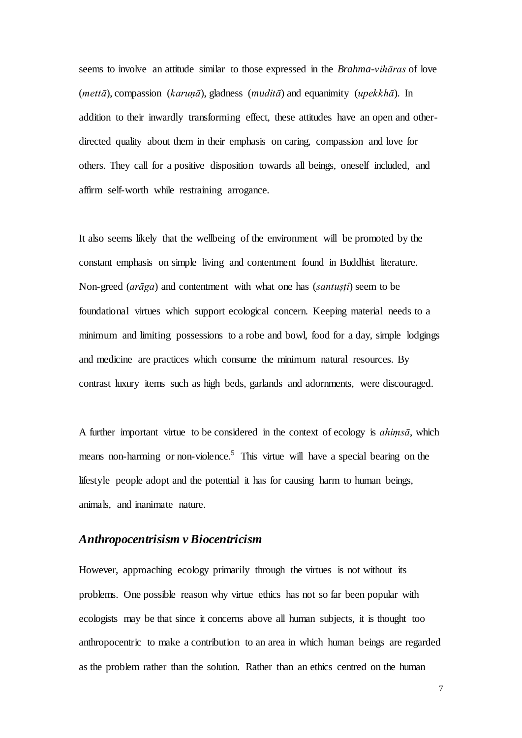seems to involve an attitude similar to those expressed in the *Brahma-vihāras* of love (*mettā*), compassion (*karuṇā*), gladness (*muditā*) and equanimity (*upekkhā*). In addition to their inwardly transforming effect, these attitudes have an open and other-directed quality about them in their emphasis on caring, compassion and love for others. They call for a positive disposition towards all beings, oneself included, and affirm self-worth while restraining arrogance.

It also seems likely that the wellbeing of the environment will be promoted by the constant emphasis on simple living and contentment found in Buddhist literature. Non-greed (*arāga*) and contentment with what one has (*santuṣṭi*) seem to be foundational virtues which support ecological concern. Keeping material needs to a minimum and limiting possessions to a robe and bowl, food for a day, simple lodgings and medicine are practices which consume the minimum natural resources. By contrast luxury items such as high beds, garlands and adornments, were discouraged.

A further important virtue to be considered in the context of ecology is *ahiṃsā*, which means non-harming or non-violence.[5] This virtue will have a special bearing on the lifestyle people adopt and the potential it has for causing harm to human beings, animals, and inanimate nature.

### *Anthropocentrisism v Biocentricism*

However, approaching ecology primarily through the virtues is not without its problems. One possible reason why virtue ethics has not so far been popular with ecologists may be that since it concerns above all human subjects, it is thought too anthropocentric to make a contribution to an area in which human beings are regarded as the problem rather than the solution. Rather than an ethics centred on the human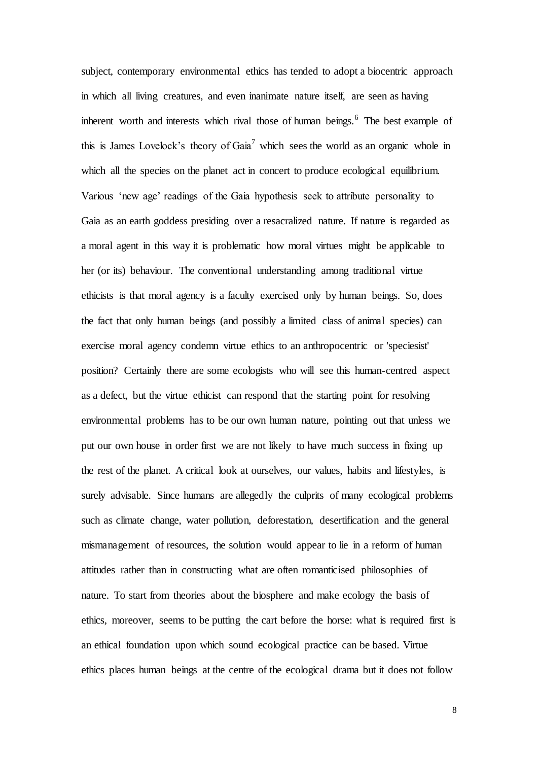subject, contemporary environmental ethics has tended to adopt a biocentric approach in which all living creatures, and even inanimate nature itself, are seen as having inherent worth and interests which rival those of human beings.[6] The best example of this is James Lovelock's theory of Gaia[7] which sees the world as an organic whole in which all the species on the planet act in concert to produce ecological equilibrium. Various 'new age' readings of the Gaia hypothesis seek to attribute personality to Gaia as an earth goddess presiding over a resacralized nature. If nature is regarded as a moral agent in this way it is problematic how moral virtues might be applicable to her (or its) behaviour. The conventional understanding among traditional virtue ethicists is that moral agency is a faculty exercised only by human beings. So, does the fact that only human beings (and possibly a limited class of animal species) can exercise moral agency condemn virtue ethics to an anthropocentric or 'speciesist' position? Certainly there are some ecologists who will see this human-centred aspect as a defect, but the virtue ethicist can respond that the starting point for resolving environmental problems has to be our own human nature, pointing out that unless we put our own house in order first we are not likely to have much success in fixing up the rest of the planet. A critical look at ourselves, our values, habits and lifestyles, is surely advisable. Since humans are allegedly the culprits of many ecological problems such as climate change, water pollution, deforestation, desertification and the general mismanagement of resources, the solution would appear to lie in a reform of human attitudes rather than in constructing what are often romanticised philosophies of nature. To start from theories about the biosphere and make ecology the basis of ethics, moreover, seems to be putting the cart before the horse: what is required first is an ethical foundation upon which sound ecological practice can be based. Virtue ethics places human beings at the centre of the ecological drama but it does not follow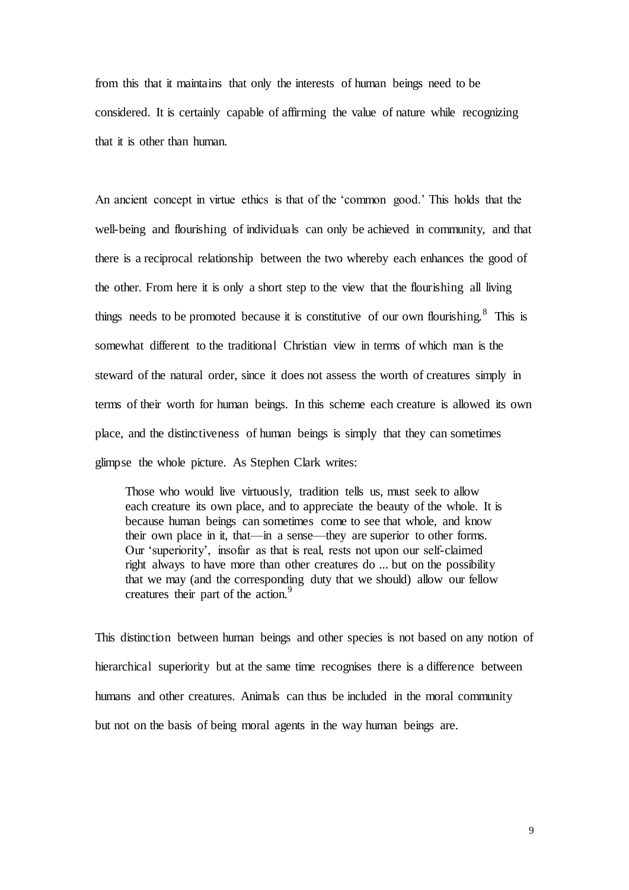from this that it maintains that only the interests of human beings need to be considered. It is certainly capable of affirming the value of nature while recognizing that it is other than human.

An ancient concept in virtue ethics is that of the 'common good.' This holds that the well-being and flourishing of individuals can only be achieved in community, and that there is a reciprocal relationship between the two whereby each enhances the good of the other. From here it is only a short step to the view that the flourishing all living things needs to be promoted because it is constitutive of our own flourishing.[8] This is somewhat different to the traditional Christian view in terms of which man is the steward of the natural order, since it does not assess the worth of creatures simply in terms of their worth for human beings. In this scheme each creature is allowed its own place, and the distinctiveness of human beings is simply that they can sometimes glimpse the whole picture. As Stephen Clark writes:

> Those who would live virtuously, tradition tells us, must seek to allow each creature its own place, and to appreciate the beauty of the whole. It is because human beings can sometimes come to see that whole, and know their own place in it, that—in a sense—they are superior to other forms. Our 'superiority', insofar as that is real, rests not upon our self-claimed right always to have more than other creatures do ... but on the possibility that we may (and the corresponding duty that we should) allow our fellow creatures their part of the action.[9]

This distinction between human beings and other species is not based on any notion of hierarchical superiority but at the same time recognises there is a difference between humans and other creatures. Animals can thus be included in the moral community but not on the basis of being moral agents in the way human beings are.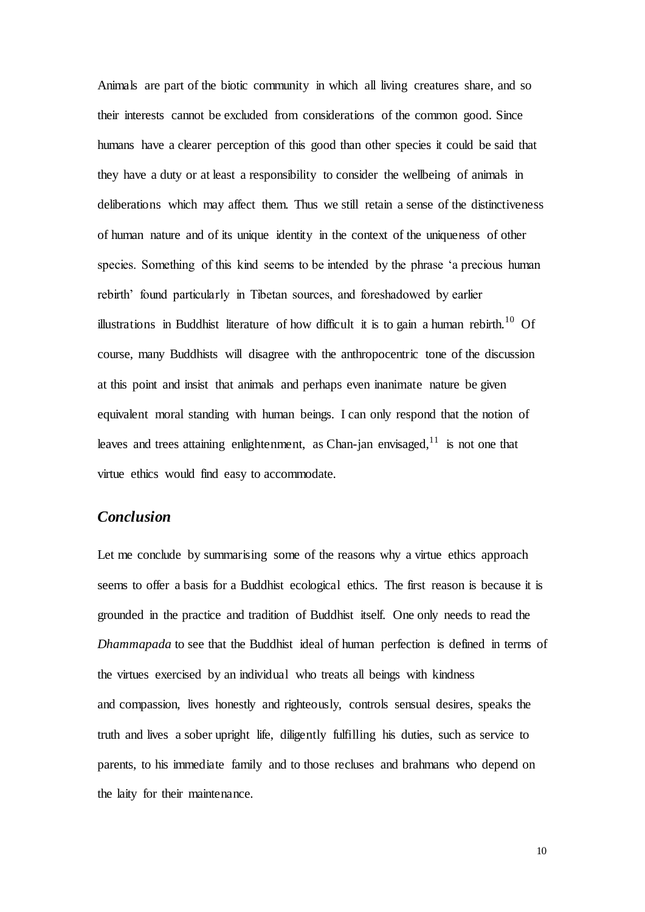Animals are part of the biotic community in which all living creatures share, and so their interests cannot be excluded from considerations of the common good. Since humans have a clearer perception of this good than other species it could be said that they have a duty or at least a responsibility to consider the wellbeing of animals in deliberations which may affect them. Thus we still retain a sense of the distinctiveness of human nature and of its unique identity in the context of the uniqueness of other species. Something of this kind seems to be intended by the phrase 'a precious human rebirth' found particularly in Tibetan sources, and foreshadowed by earlier illustrations in Buddhist literature of how difficult it is to gain a human rebirth.[10] Of course, many Buddhists will disagree with the anthropocentric tone of the discussion at this point and insist that animals and perhaps even inanimate nature be given equivalent moral standing with human beings. I can only respond that the notion of leaves and trees attaining enlightenment, as Chan-jan envisaged,[11] is not one that virtue ethics would find easy to accommodate.

## *Conclusion*

Let me conclude by summarising some of the reasons why a virtue ethics approach seems to offer a basis for a Buddhist ecological ethics. The first reason is because it is grounded in the practice and tradition of Buddhist itself. One only needs to read the *Dhammapada* to see that the Buddhist ideal of human perfection is defined in terms of the virtues exercised by an individual who treats all beings with kindness and compassion, lives honestly and righteously, controls sensual desires, speaks the truth and lives a sober upright life, diligently fulfilling his duties, such as service to parents, to his immediate family and to those recluses and brahmans who depend on the laity for their maintenance.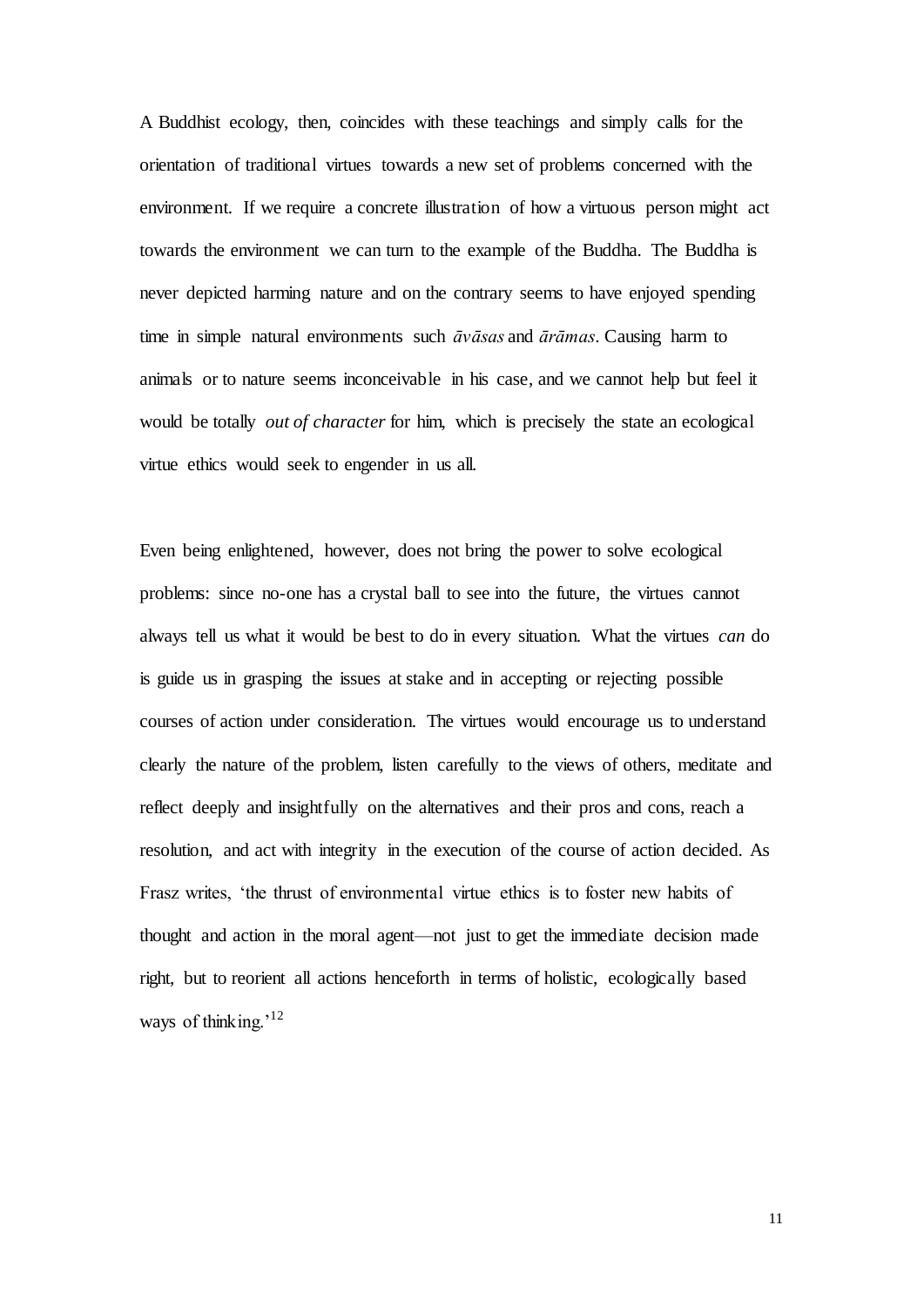A Buddhist ecology, then, coincides with these teachings and simply calls for the orientation of traditional virtues towards a new set of problems concerned with the environment. If we require a concrete illustration of how a virtuous person might act towards the environment we can turn to the example of the Buddha. The Buddha is never depicted harming nature and on the contrary seems to have enjoyed spending time in simple natural environments such *āvāsas* and *ārāmas*. Causing harm to animals or to nature seems inconceivable in his case, and we cannot help but feel it would be totally *out of character* for him, which is precisely the state an ecological virtue ethics would seek to engender in us all.

Even being enlightened, however, does not bring the power to solve ecological problems: since no-one has a crystal ball to see into the future, the virtues cannot always tell us what it would be best to do in every situation. What the virtues *can* do is guide us in grasping the issues at stake and in accepting or rejecting possible courses of action under consideration. The virtues would encourage us to understand clearly the nature of the problem, listen carefully to the views of others, meditate and reflect deeply and insightfully on the alternatives and their pros and cons, reach a resolution, and act with integrity in the execution of the course of action decided. As Frasz writes, 'the thrust of environmental virtue ethics is to foster new habits of thought and action in the moral agent—not just to get the immediate decision made right, but to reorient all actions henceforth in terms of holistic, ecologically based ways of thinking.'[12]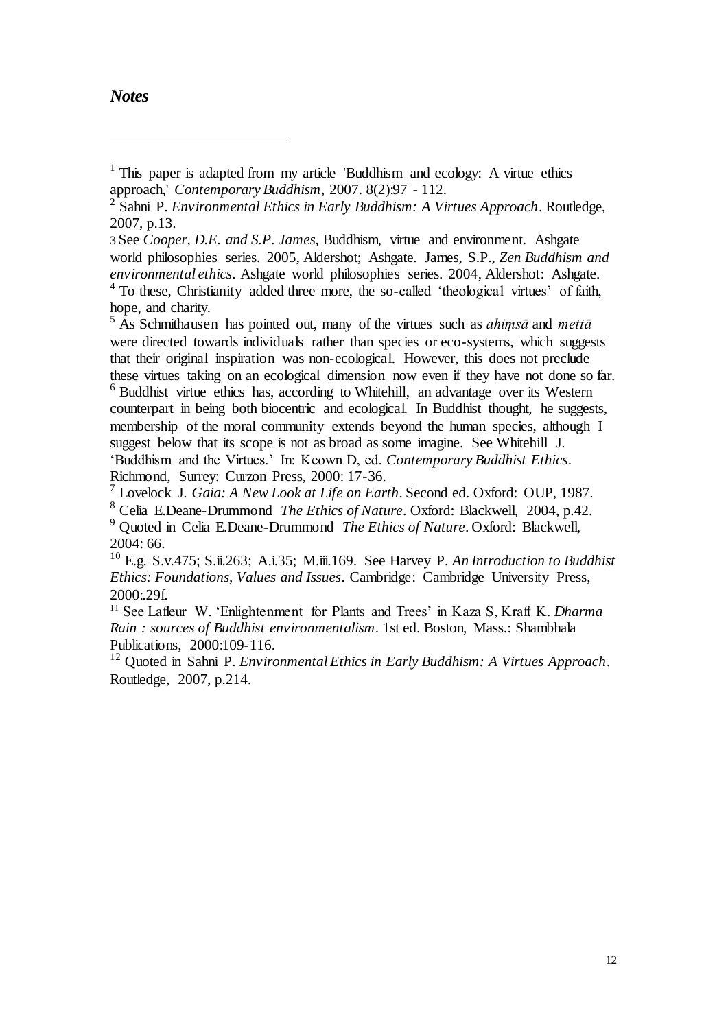### *Notes*

---

[1] This paper is adapted from my article 'Buddhism and ecology: A virtue ethics approach,' *Contemporary Buddhism*, 2007. 8(2):97 - 112.

[2] Sahni P. *Environmental Ethics in Early Buddhism: A Virtues Approach*. Routledge, 2007, p.13.

[3] See *Cooper, D.E. and S.P. James*, Buddhism, virtue and environment. Ashgate world philosophies series. 2005, Aldershot; Ashgate. James, S.P., *Zen Buddhism and environmental ethics*. Ashgate world philosophies series. 2004, Aldershot: Ashgate.

[4] To these, Christianity added three more, the so-called 'theological virtues' of faith, hope, and charity.

[5] As Schmithausen has pointed out, many of the virtues such as *ahiṃsā* and *mettā* were directed towards individuals rather than species or eco-systems, which suggests that their original inspiration was non-ecological. However, this does not preclude these virtues taking on an ecological dimension now even if they have not done so far.

[6] Buddhist virtue ethics has, according to Whitehill, an advantage over its Western counterpart in being both biocentric and ecological. In Buddhist thought, he suggests, membership of the moral community extends beyond the human species, although I suggest below that its scope is not as broad as some imagine. See Whitehill J. 'Buddhism and the Virtues.' In: Keown D, ed. *Contemporary Buddhist Ethics*. Richmond, Surrey: Curzon Press, 2000: 17-36.

[7] Lovelock J. *Gaia: A New Look at Life on Earth*. Second ed. Oxford: OUP, 1987.

[8] Celia E.Deane-Drummond *The Ethics of Nature*. Oxford: Blackwell, 2004, p.42.

[9] Quoted in Celia E.Deane-Drummond *The Ethics of Nature*. Oxford: Blackwell, 2004: 66.

[10] E.g. S.v.475; S.ii.263; A.i.35; M.iii.169. See Harvey P. *An Introduction to Buddhist Ethics: Foundations, Values and Issues*. Cambridge: Cambridge University Press, 2000:.29f.

[11] See Lafleur W. 'Enlightenment for Plants and Trees' in Kaza S, Kraft K. *Dharma Rain : sources of Buddhist environmentalism*. 1st ed. Boston, Mass.: Shambhala Publications, 2000:109-116.

[12] Quoted in Sahni P. *Environmental Ethics in Early Buddhism: A Virtues Approach*. Routledge, 2007, p.214.